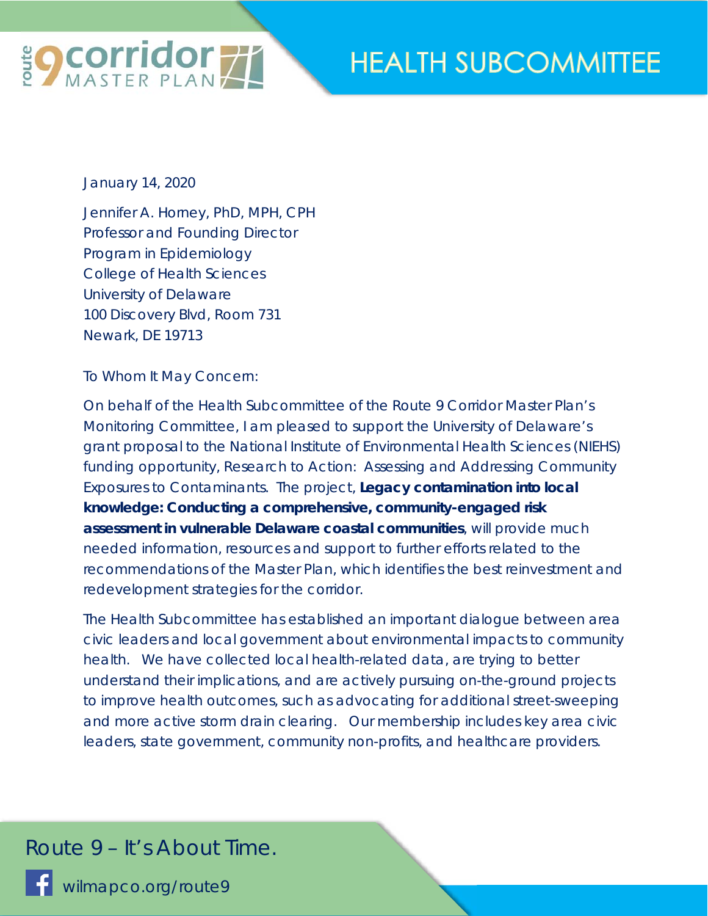# HEALTH SUBCOMMITTEE

January 14, 2020

Jennifer A. Horney, PhD, MPH, CPH
Professor and Founding Director
Program in Epidemiology
College of Health Sciences
University of Delaware
100 Discovery Blvd, Room 731
Newark, DE 19713

To Whom It May Concern:

On behalf of the Health Subcommittee of the Route 9 Corridor Master Plan's Monitoring Committee, I am pleased to support the University of Delaware's grant proposal to the National Institute of Environmental Health Sciences (NIEHS) funding opportunity, Research to Action: Assessing and Addressing Community Exposures to Contaminants. The project, **Legacy contamination into local knowledge: Conducting a comprehensive, community-engaged risk assessment in vulnerable Delaware coastal communities**, will provide much needed information, resources and support to further efforts related to the recommendations of the Master Plan, which identifies the best reinvestment and redevelopment strategies for the corridor.

The Health Subcommittee has established an important dialogue between area civic leaders and local government about environmental impacts to community health. We have collected local health-related data, are trying to better understand their implications, and are actively pursuing on-the-ground projects to improve health outcomes, such as advocating for additional street-sweeping and more active storm drain clearing. Our membership includes key area civic leaders, state government, community non-profits, and healthcare providers.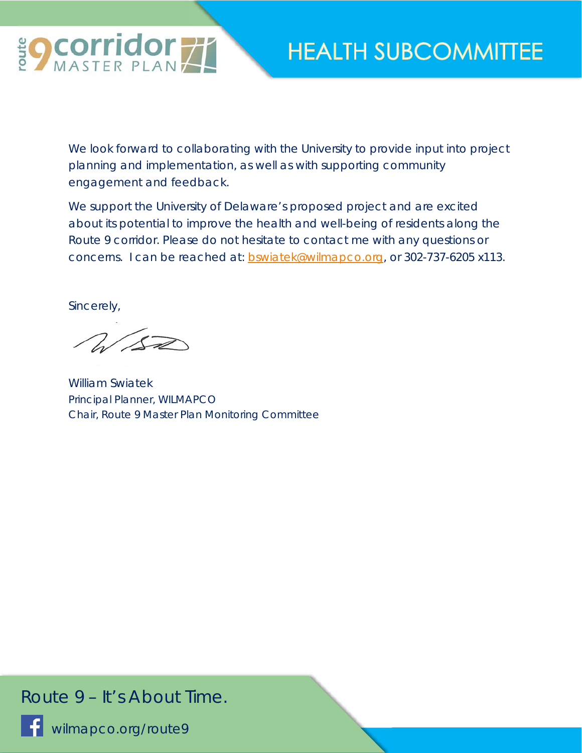We look forward to collaborating with the University to provide input into project planning and implementation, as well as with supporting community engagement and feedback.

We support the University of Delaware's proposed project and are excited about its potential to improve the health and well-being of residents along the Route 9 corridor. Please do not hesitate to contact me with any questions or concerns. I can be reached at: bswiatek@wilmapco.org, or 302-737-6205 x113.

Sincerely,

William Swiatek
Principal Planner, WILMAPCO
Chair, Route 9 Master Plan Monitoring Committee